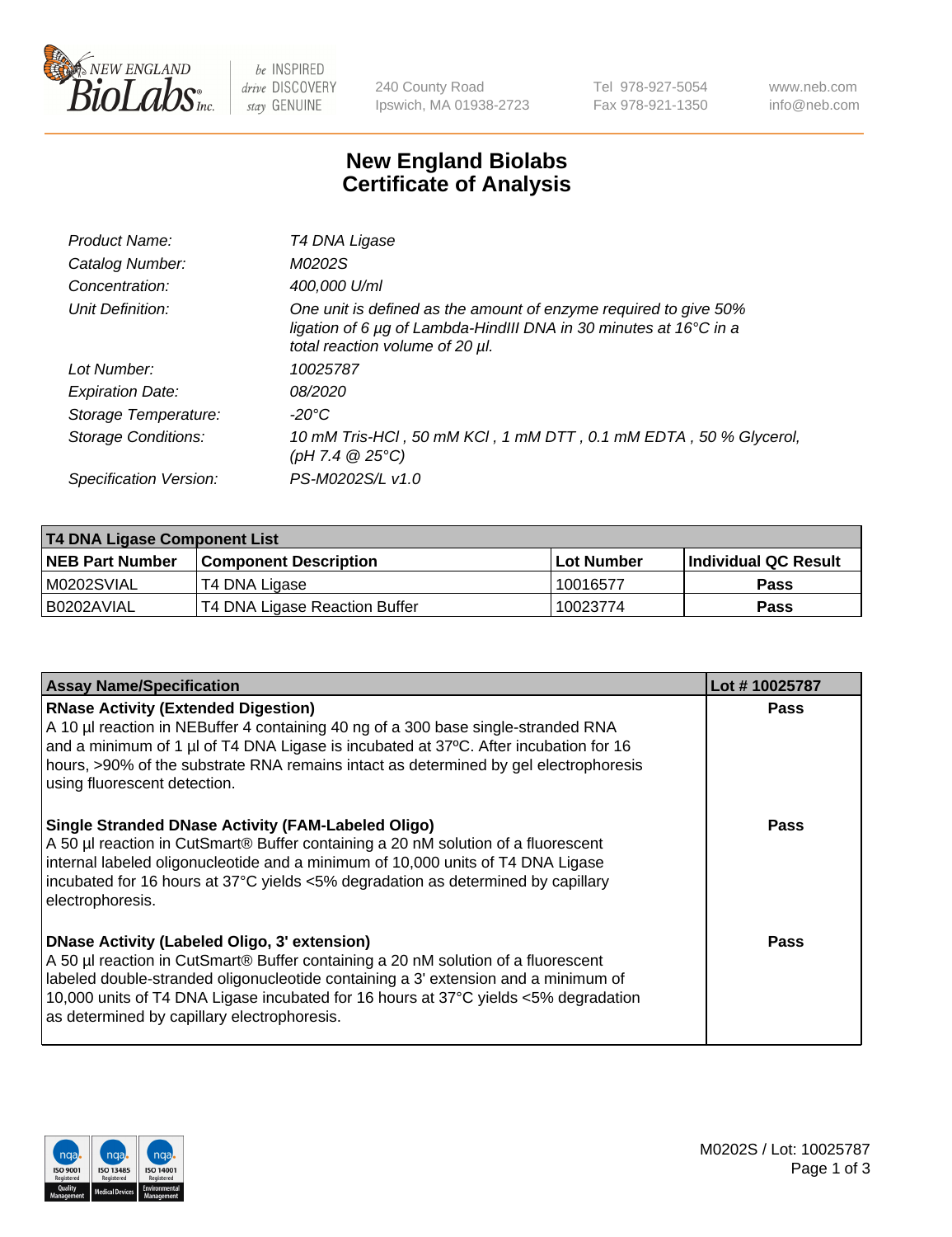# New England Biolabs Certificate of Analysis

| | |
|---|---|
| *Product Name:* | *T4 DNA Ligase* |
| *Catalog Number:* | *M0202S* |
| *Concentration:* | *400,000 U/ml* |
| *Unit Definition:* | *One unit is defined as the amount of enzyme required to give 50% ligation of 6 µg of Lambda-HindIII DNA in 30 minutes at 16°C in a total reaction volume of 20 µl.* |
| *Lot Number:* | *10025787* |
| *Expiration Date:* | *08/2020* |
| *Storage Temperature:* | *-20°C* |
| *Storage Conditions:* | *10 mM Tris-HCl , 50 mM KCl , 1 mM DTT , 0.1 mM EDTA , 50 % Glycerol, (pH 7.4 @ 25°C)* |
| *Specification Version:* | *PS-M0202S/L v1.0* |

**T4 DNA Ligase Component List**

| NEB Part Number | Component Description | Lot Number | Individual QC Result |
|---|---|---|---|
| M0202SVIAL | T4 DNA Ligase | 10016577 | Pass |
| B0202AVIAL | T4 DNA Ligase Reaction Buffer | 10023774 | Pass |

| Assay Name/Specification | Lot # 10025787 |
|---|---|
| **RNase Activity (Extended Digestion)** A 10 µl reaction in NEBuffer 4 containing 40 ng of a 300 base single-stranded RNA and a minimum of 1 µl of T4 DNA Ligase is incubated at 37ºC. After incubation for 16 hours, >90% of the substrate RNA remains intact as determined by gel electrophoresis using fluorescent detection. | Pass |
| **Single Stranded DNase Activity (FAM-Labeled Oligo)** A 50 µl reaction in CutSmart® Buffer containing a 20 nM solution of a fluorescent internal labeled oligonucleotide and a minimum of 10,000 units of T4 DNA Ligase incubated for 16 hours at 37°C yields <5% degradation as determined by capillary electrophoresis. | Pass |
| **DNase Activity (Labeled Oligo, 3' extension)** A 50 µl reaction in CutSmart® Buffer containing a 20 nM solution of a fluorescent labeled double-stranded oligonucleotide containing a 3' extension and a minimum of 10,000 units of T4 DNA Ligase incubated for 16 hours at 37°C yields <5% degradation as determined by capillary electrophoresis. | Pass |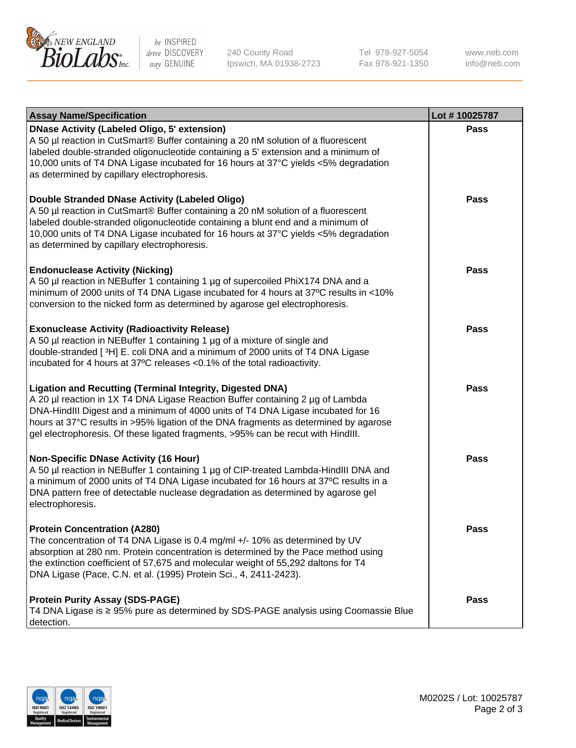| Assay Name/Specification | Lot # 10025787 |
|---|---|
| **DNase Activity (Labeled Oligo, 5' extension)**<br>A 50 µl reaction in CutSmart® Buffer containing a 20 nM solution of a fluorescent labeled double-stranded oligonucleotide containing a 5' extension and a minimum of 10,000 units of T4 DNA Ligase incubated for 16 hours at 37°C yields <5% degradation as determined by capillary electrophoresis. | **Pass** |
| **Double Stranded DNase Activity (Labeled Oligo)**<br>A 50 µl reaction in CutSmart® Buffer containing a 20 nM solution of a fluorescent labeled double-stranded oligonucleotide containing a blunt end and a minimum of 10,000 units of T4 DNA Ligase incubated for 16 hours at 37°C yields <5% degradation as determined by capillary electrophoresis. | **Pass** |
| **Endonuclease Activity (Nicking)**<br>A 50 µl reaction in NEBuffer 1 containing 1 µg of supercoiled PhiX174 DNA and a minimum of 2000 units of T4 DNA Ligase incubated for 4 hours at 37ºC results in <10% conversion to the nicked form as determined by agarose gel electrophoresis. | **Pass** |
| **Exonuclease Activity (Radioactivity Release)**<br>A 50 µl reaction in NEBuffer 1 containing 1 µg of a mixture of single and double-stranded [ $^{3}$H] E. coli DNA and a minimum of 2000 units of T4 DNA Ligase incubated for 4 hours at 37ºC releases <0.1% of the total radioactivity. | **Pass** |
| **Ligation and Recutting (Terminal Integrity, Digested DNA)**<br>A 20 µl reaction in 1X T4 DNA Ligase Reaction Buffer containing 2 µg of Lambda DNA-HindIII Digest and a minimum of 4000 units of T4 DNA Ligase incubated for 16 hours at 37°C results in >95% ligation of the DNA fragments as determined by agarose gel electrophoresis. Of these ligated fragments, >95% can be recut with HindIII. | **Pass** |
| **Non-Specific DNase Activity (16 Hour)**<br>A 50 µl reaction in NEBuffer 1 containing 1 µg of CIP-treated Lambda-HindIII DNA and a minimum of 2000 units of T4 DNA Ligase incubated for 16 hours at 37ºC results in a DNA pattern free of detectable nuclease degradation as determined by agarose gel electrophoresis. | **Pass** |
| **Protein Concentration (A280)**<br>The concentration of T4 DNA Ligase is 0.4 mg/ml +/- 10% as determined by UV absorption at 280 nm. Protein concentration is determined by the Pace method using the extinction coefficient of 57,675 and molecular weight of 55,292 daltons for T4 DNA Ligase (Pace, C.N. et al. (1995) Protein Sci., 4, 2411-2423). | **Pass** |
| **Protein Purity Assay (SDS-PAGE)**<br>T4 DNA Ligase is ≥ 95% pure as determined by SDS-PAGE analysis using Coomassie Blue detection. | **Pass** |

M0202S / Lot: 10025787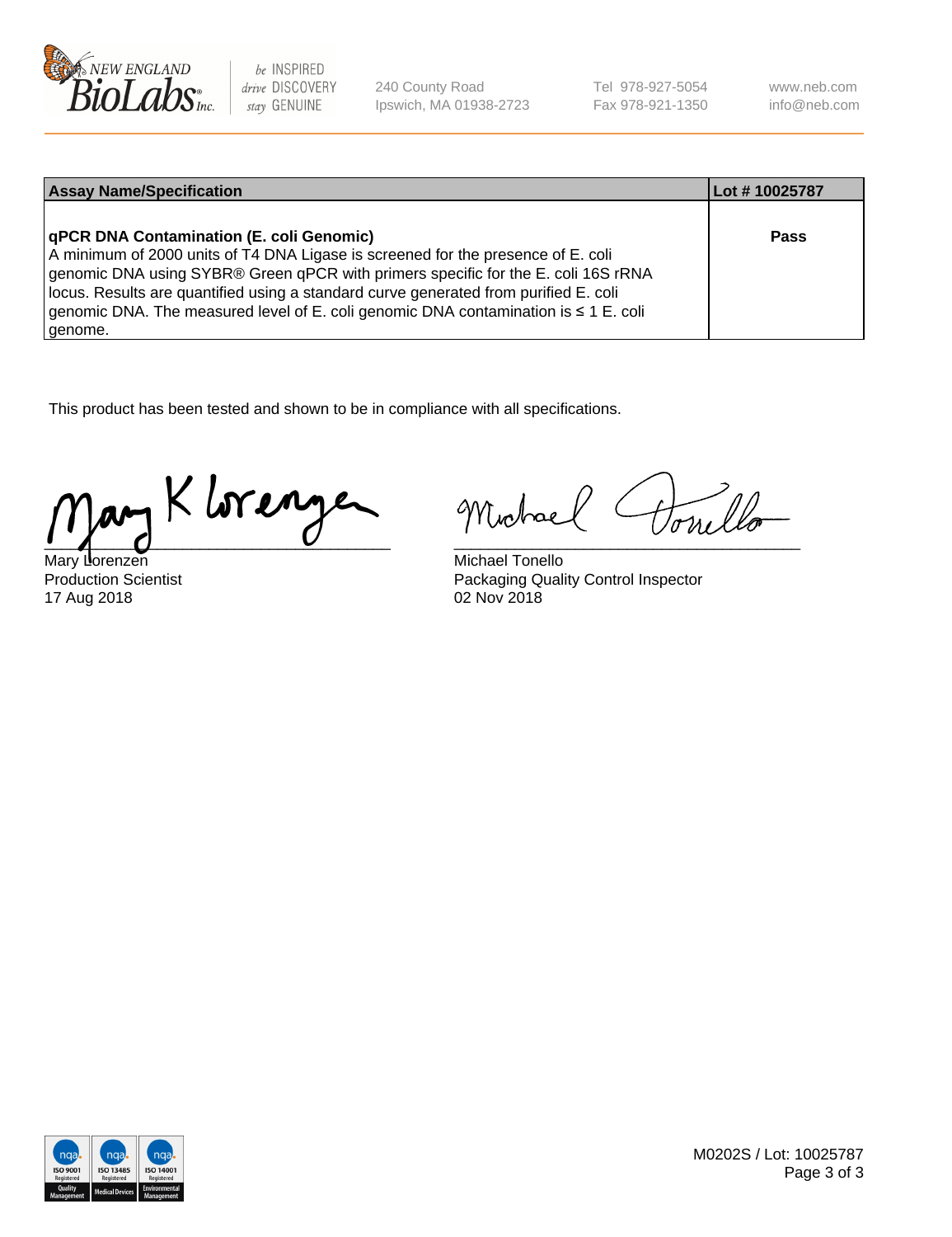240 County Road
Ipswich, MA 01938-2723

Tel 978-927-5054
Fax 978-921-1350

www.neb.com
info@neb.com

| Assay Name/Specification | Lot # 10025787 |
| --- | --- |
| **qPCR DNA Contamination (E. coli Genomic)**<br>A minimum of 2000 units of T4 DNA Ligase is screened for the presence of E. coli genomic DNA using SYBR® Green qPCR with primers specific for the E. coli 16S rRNA locus. Results are quantified using a standard curve generated from purified E. coli genomic DNA. The measured level of E. coli genomic DNA contamination is ≤ 1 E. coli genome. | **Pass** |

This product has been tested and shown to be in compliance with all specifications.

Mary Lorenzen
Production Scientist
17 Aug 2018

Michael Tonello
Packaging Quality Control Inspector
02 Nov 2018

M0202S / Lot: 10025787